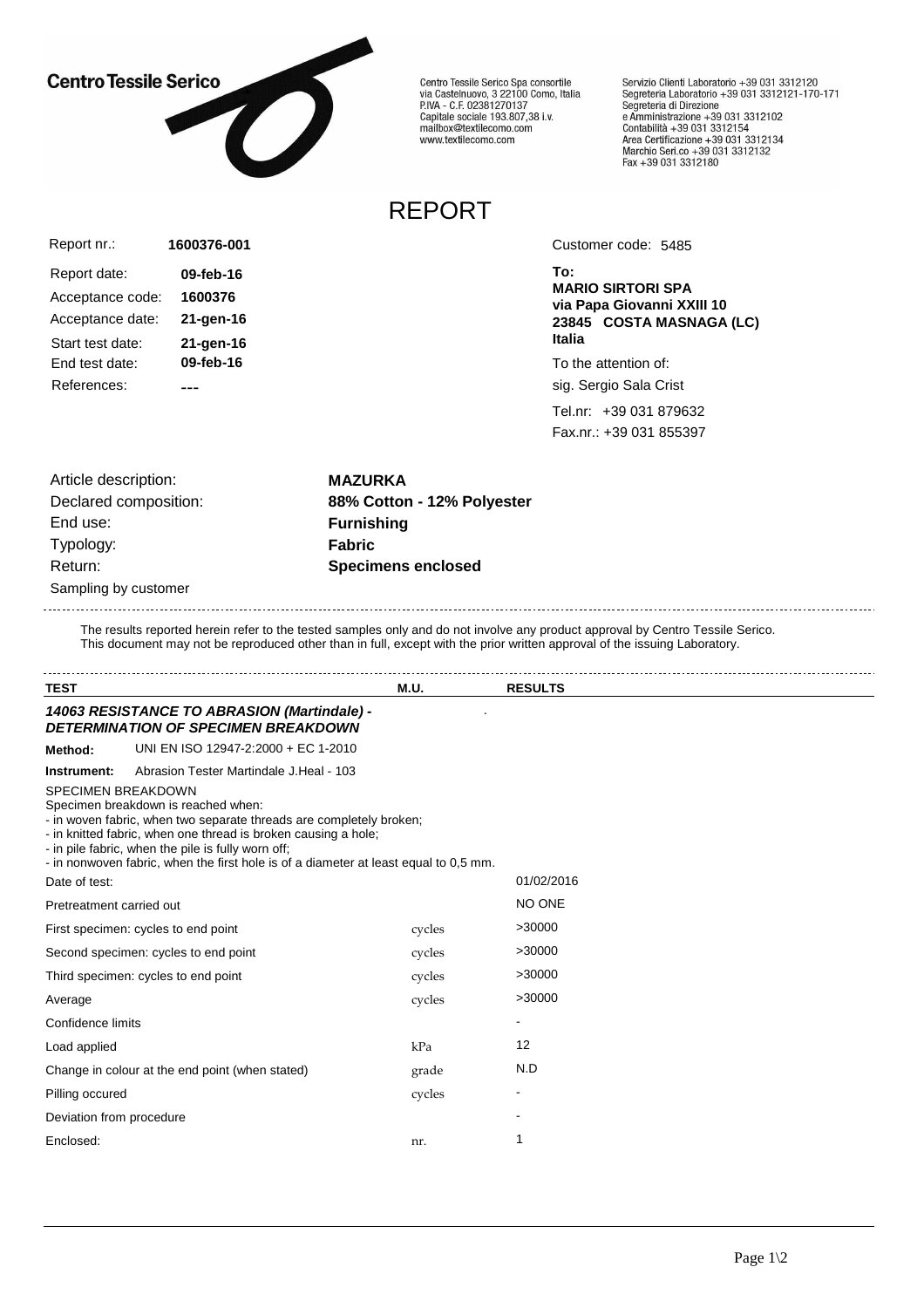**Centro Tessile Serico**

Centro Tessile Serico Spa consortile
via Castelnuovo, 3 22100 Como, Italia
P.IVA - C.F. 02381270137
Capitale sociale 193.807,38 i.v.
mailbox@textilecomo.com
www.textilecomo.com

Servizio Clienti Laboratorio +39 031 3312120
Segreteria Laboratorio +39 031 3312121-170-171
Segreteria di Direzione
e Amministrazione +39 031 3312102
Contabilità +39 031 3312154
Area Certificazione +39 031 3312134
Marchio Seri.co +39 031 3312132
Fax +39 031 3312180

# REPORT

| | |
|---|---|
| Report nr.: | **1600376-001** |
| Report date: | **09-feb-16** |
| Acceptance code: | **1600376** |
| Acceptance date: | **21-gen-16** |
| Start test date: | **21-gen-16** |
| End test date: | **09-feb-16** |
| References: | **---** |

Customer code: 5485

**To:**
**MARIO SIRTORI SPA**
**via Papa Giovanni XXIII 10**
**23845 COSTA MASNAGA (LC)**
**Italia**

To the attention of:
sig. Sergio Sala Crist

Tel.nr: +39 031 879632
Fax.nr.: +39 031 855397

| | |
|---|---|
| Article description: | **MAZURKA** |
| Declared composition: | **88% Cotton - 12% Polyester** |
| End use: | **Furnishing** |
| Typology: | **Fabric** |
| Return: | **Specimens enclosed** |

Sampling by customer

The results reported herein refer to the tested samples only and do not involve any product approval by Centro Tessile Serico.
This document may not be reproduced other than in full, except with the prior written approval of the issuing Laboratory.

| **TEST** | **M.U.** | **RESULTS** |
|---|---|---|

***14063 RESISTANCE TO ABRASION (Martindale) - DETERMINATION OF SPECIMEN BREAKDOWN***

**Method:** UNI EN ISO 12947-2:2000 + EC 1-2010

**Instrument:** Abrasion Tester Martindale J.Heal - 103

SPECIMEN BREAKDOWN
Specimen breakdown is reached when:
- in woven fabric, when two separate threads are completely broken;
- in knitted fabric, when one thread is broken causing a hole;
- in pile fabric, when the pile is fully worn off;
- in nonwoven fabric, when the first hole is of a diameter at least equal to 0,5 mm.

| TEST | M.U. | RESULTS |
|---|---|---|
| Date of test: | | 01/02/2016 |
| Pretreatment carried out | | NO ONE |
| First specimen: cycles to end point | cycles | >30000 |
| Second specimen: cycles to end point | cycles | >30000 |
| Third specimen: cycles to end point | cycles | >30000 |
| Average | cycles | >30000 |
| Confidence limits | | - |
| Load applied | kPa | 12 |
| Change in colour at the end point (when stated) | grade | N.D |
| Pilling occured | cycles | - |
| Deviation from procedure | | - |
| Enclosed: | nr. | 1 |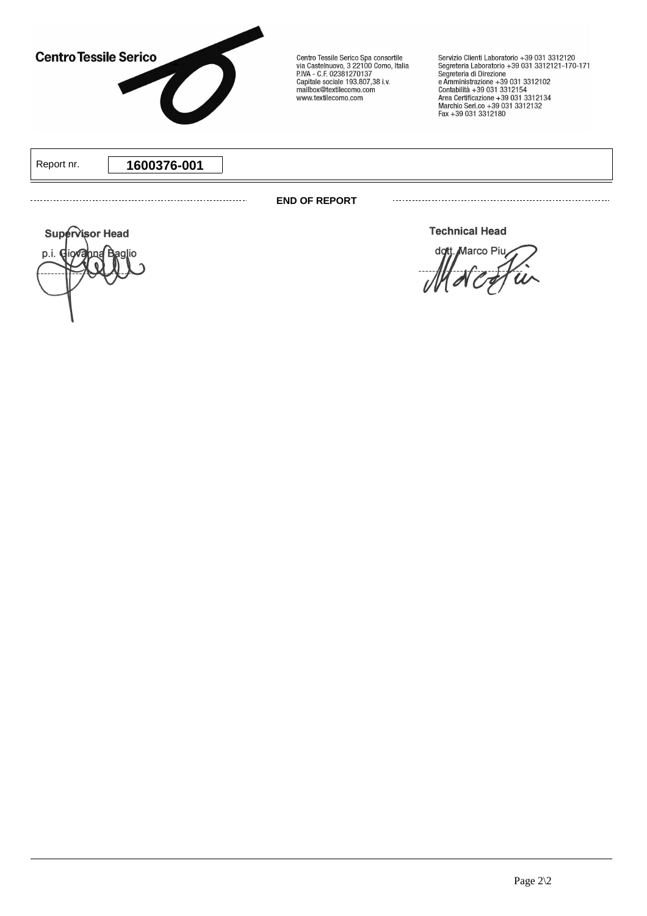**Centro Tessile Serico**

Centro Tessile Serico Spa consortile
via Castelnuovo, 3 22100 Como, Italia
P.IVA - C.F. 02381270137
Capitale sociale 193.807,38 i.v.
mailbox@textilecomo.com
www.textilecomo.com

Servizio Clienti Laboratorio +39 031 3312120
Segreteria Laboratorio +39 031 3312121-170-171
Segreteria di Direzione
e Amministrazione +39 031 3312102
Contabilità +39 031 3312154
Area Certificazione +39 031 3312134
Marchio Seri.co +39 031 3312132
Fax +39 031 3312180

Report nr. **1600376-001**

**END OF REPORT**

**Supervisor Head**
p.i. Giovanna Baglio

**Technical Head**
dott. Marco Piu